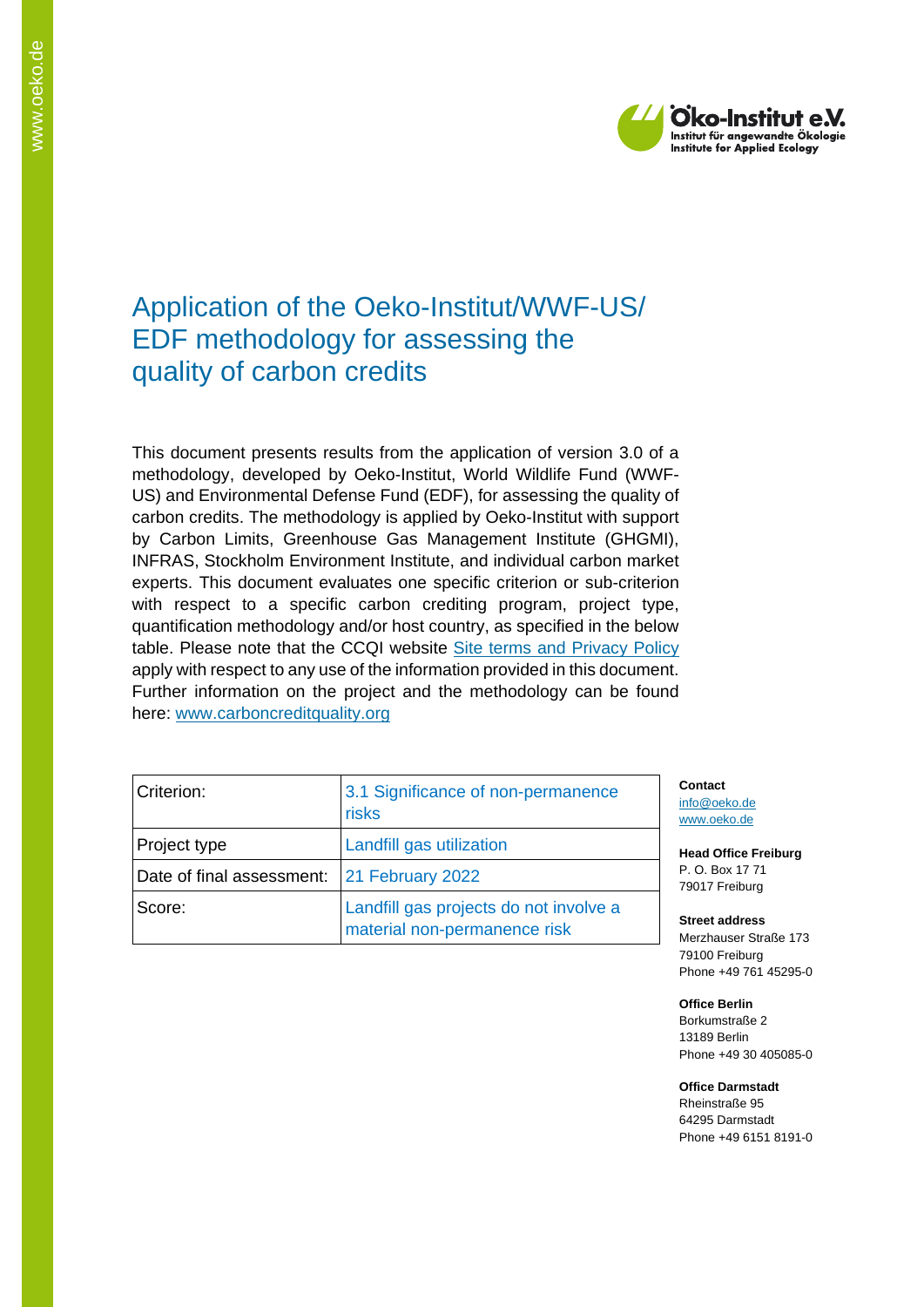# Application of the Oeko-Institut/WWF-US/ EDF methodology for assessing the quality of carbon credits

This document presents results from the application of version 3.0 of a methodology, developed by Oeko-Institut, World Wildlife Fund (WWF-US) and Environmental Defense Fund (EDF), for assessing the quality of carbon credits. The methodology is applied by Oeko-Institut with support by Carbon Limits, Greenhouse Gas Management Institute (GHGMI), INFRAS, Stockholm Environment Institute, and individual carbon market experts. This document evaluates one specific criterion or sub-criterion with respect to a specific carbon crediting program, project type, quantification methodology and/or host country, as specified in the below table. Please note that the CCQI website Site terms and Privacy Policy apply with respect to any use of the information provided in this document. Further information on the project and the methodology can be found here: www.carboncreditquality.org

| Criterion: | 3.1 Significance of non-permanence risks |
|---|---|
| Project type | Landfill gas utilization |
| Date of final assessment: | 21 February 2022 |
| Score: | Landfill gas projects do not involve a material non-permanence risk |

**Contact**
info@oeko.de
www.oeko.de

**Head Office Freiburg**
P. O. Box 17 71
79017 Freiburg

**Street address**
Merzhauser Straße 173
79100 Freiburg
Phone +49 761 45295-0

**Office Berlin**
Borkumstraße 2
13189 Berlin
Phone +49 30 405085-0

**Office Darmstadt**
Rheinstraße 95
64295 Darmstadt
Phone +49 6151 8191-0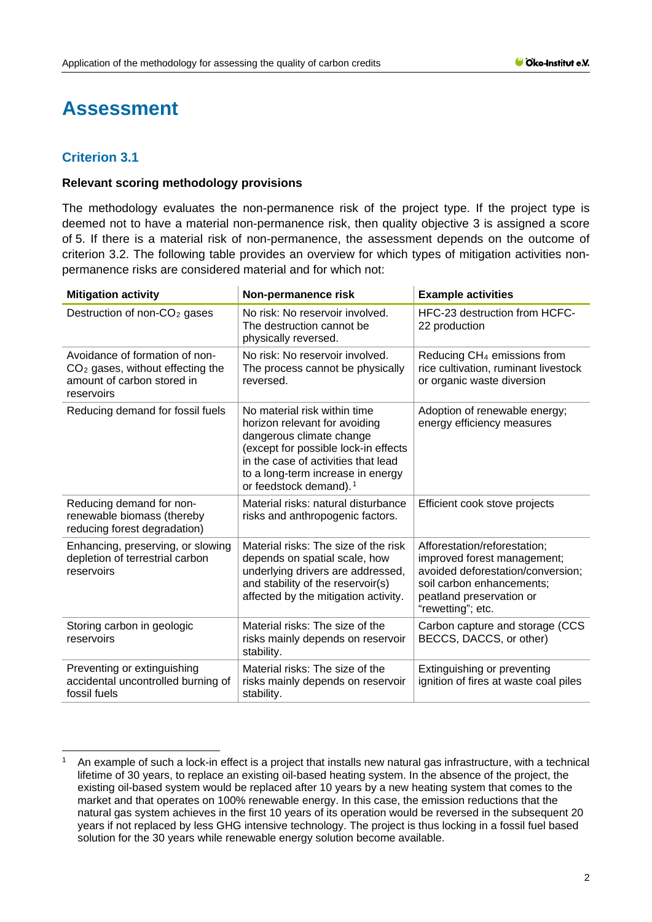# Assessment

## Criterion 3.1

**Relevant scoring methodology provisions**

The methodology evaluates the non-permanence risk of the project type. If the project type is deemed not to have a material non-permanence risk, then quality objective 3 is assigned a score of 5. If there is a material risk of non-permanence, the assessment depends on the outcome of criterion 3.2. The following table provides an overview for which types of mitigation activities non-permanence risks are considered material and for which not:

| Mitigation activity | Non-permanence risk | Example activities |
|---|---|---|
| Destruction of non-$CO_2$ gases | No risk: No reservoir involved. The destruction cannot be physically reversed. | HFC-23 destruction from HCFC-22 production |
| Avoidance of formation of non-$CO_2$ gases, without effecting the amount of carbon stored in reservoirs | No risk: No reservoir involved. The process cannot be physically reversed. | Reducing $CH_4$ emissions from rice cultivation, ruminant livestock or organic waste diversion |
| Reducing demand for fossil fuels | No material risk within time horizon relevant for avoiding dangerous climate change (except for possible lock-in effects in the case of activities that lead to a long-term increase in energy or feedstock demand).[1] | Adoption of renewable energy; energy efficiency measures |
| Reducing demand for non-renewable biomass (thereby reducing forest degradation) | Material risks: natural disturbance risks and anthropogenic factors. | Efficient cook stove projects |
| Enhancing, preserving, or slowing depletion of terrestrial carbon reservoirs | Material risks: The size of the risk depends on spatial scale, how underlying drivers are addressed, and stability of the reservoir(s) affected by the mitigation activity. | Afforestation/reforestation; improved forest management; avoided deforestation/conversion; soil carbon enhancements; peatland preservation or "rewetting"; etc. |
| Storing carbon in geologic reservoirs | Material risks: The size of the risks mainly depends on reservoir stability. | Carbon capture and storage (CCS BECCS, DACCS, or other) |
| Preventing or extinguishing accidental uncontrolled burning of fossil fuels | Material risks: The size of the risks mainly depends on reservoir stability. | Extinguishing or preventing ignition of fires at waste coal piles |

[1] An example of such a lock-in effect is a project that installs new natural gas infrastructure, with a technical lifetime of 30 years, to replace an existing oil-based heating system. In the absence of the project, the existing oil-based system would be replaced after 10 years by a new heating system that comes to the market and that operates on 100% renewable energy. In this case, the emission reductions that the natural gas system achieves in the first 10 years of its operation would be reversed in the subsequent 20 years if not replaced by less GHG intensive technology. The project is thus locking in a fossil fuel based solution for the 30 years while renewable energy solution become available.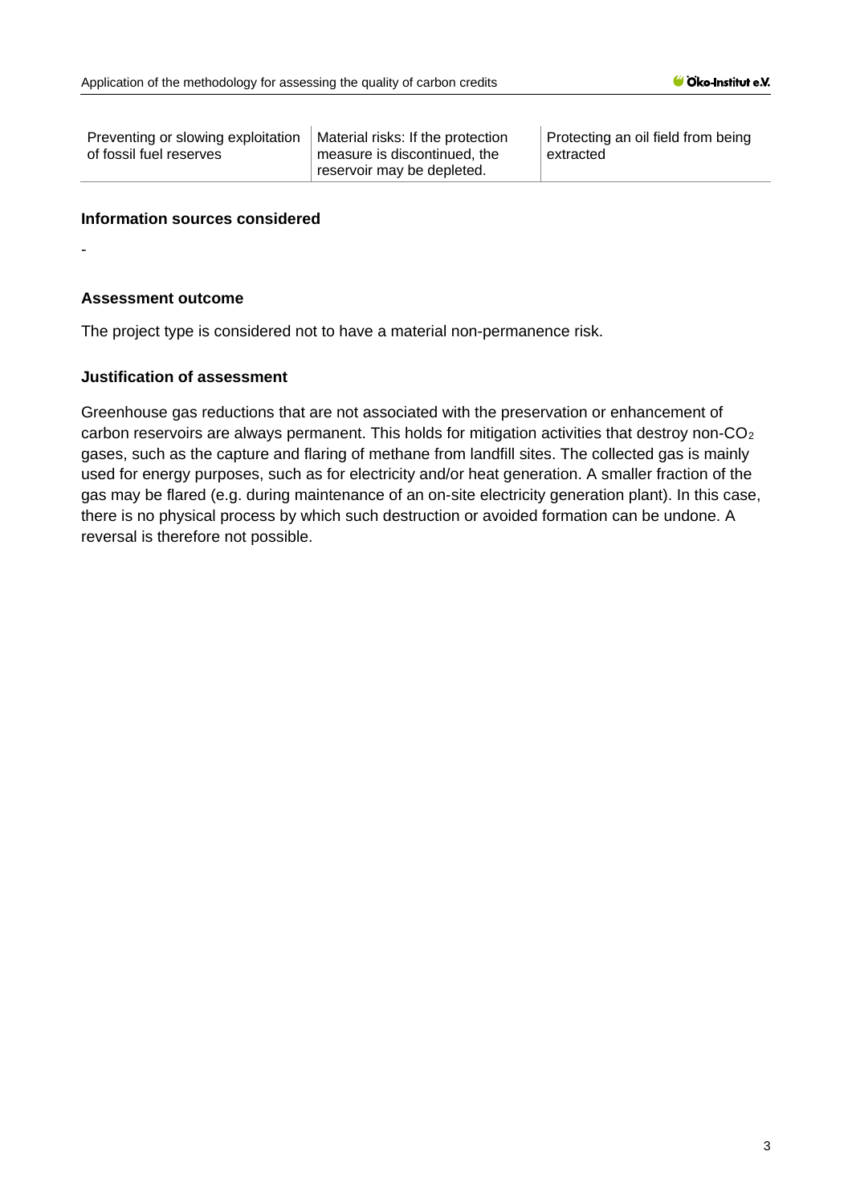| | | |
|---|---|---|
| Preventing or slowing exploitation of fossil fuel reserves | Material risks: If the protection measure is discontinued, the reservoir may be depleted. | Protecting an oil field from being extracted |

**Information sources considered**

-

**Assessment outcome**

The project type is considered not to have a material non-permanence risk.

**Justification of assessment**

Greenhouse gas reductions that are not associated with the preservation or enhancement of carbon reservoirs are always permanent. This holds for mitigation activities that destroy non-$CO_2$ gases, such as the capture and flaring of methane from landfill sites. The collected gas is mainly used for energy purposes, such as for electricity and/or heat generation. A smaller fraction of the gas may be flared (e.g. during maintenance of an on-site electricity generation plant). In this case, there is no physical process by which such destruction or avoided formation can be undone. A reversal is therefore not possible.